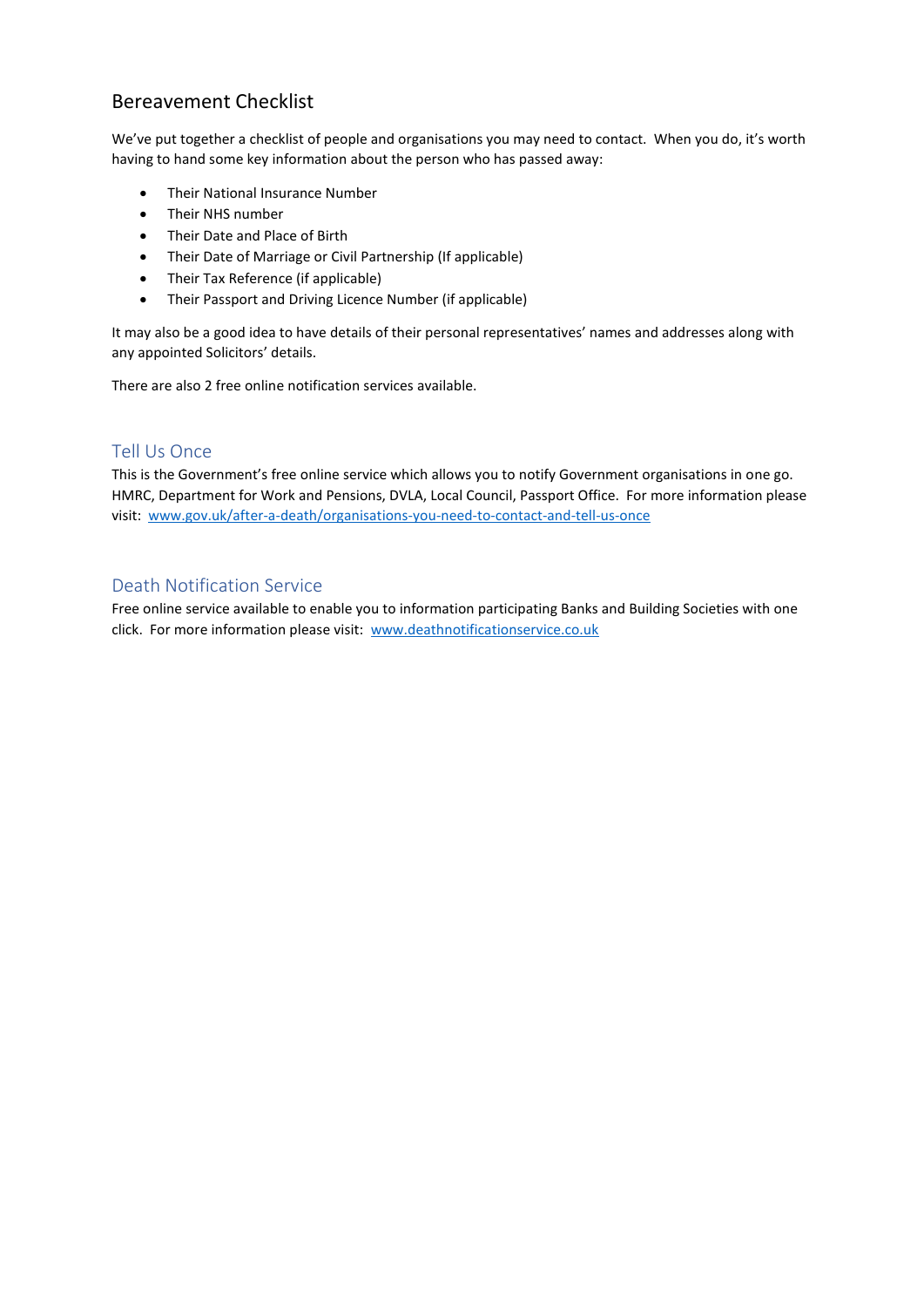# Bereavement Checklist

We've put together a checklist of people and organisations you may need to contact. When you do, it's worth having to hand some key information about the person who has passed away:

- Their National Insurance Number
- Their NHS number
- Their Date and Place of Birth
- Their Date of Marriage or Civil Partnership (If applicable)
- Their Tax Reference (if applicable)
- Their Passport and Driving Licence Number (if applicable)

It may also be a good idea to have details of their personal representatives' names and addresses along with any appointed Solicitors' details.

There are also 2 free online notification services available.

## Tell Us Once

This is the Government's free online service which allows you to notify Government organisations in one go. HMRC, Department for Work and Pensions, DVLA, Local Council, Passport Office. For more information please visit: [www.gov.uk/after-a-death/organisations-you-need-to-contact-and-tell-us-once](http://www.gov.uk/after-a-death/organisations-you-need-to-contact-and-tell-us-once)

## Death Notification Service

Free online service available to enable you to information participating Banks and Building Societies with one click. For more information please visit: [www.deathnotificationservice.co.uk](http://www.deathnotificationservice.co.uk)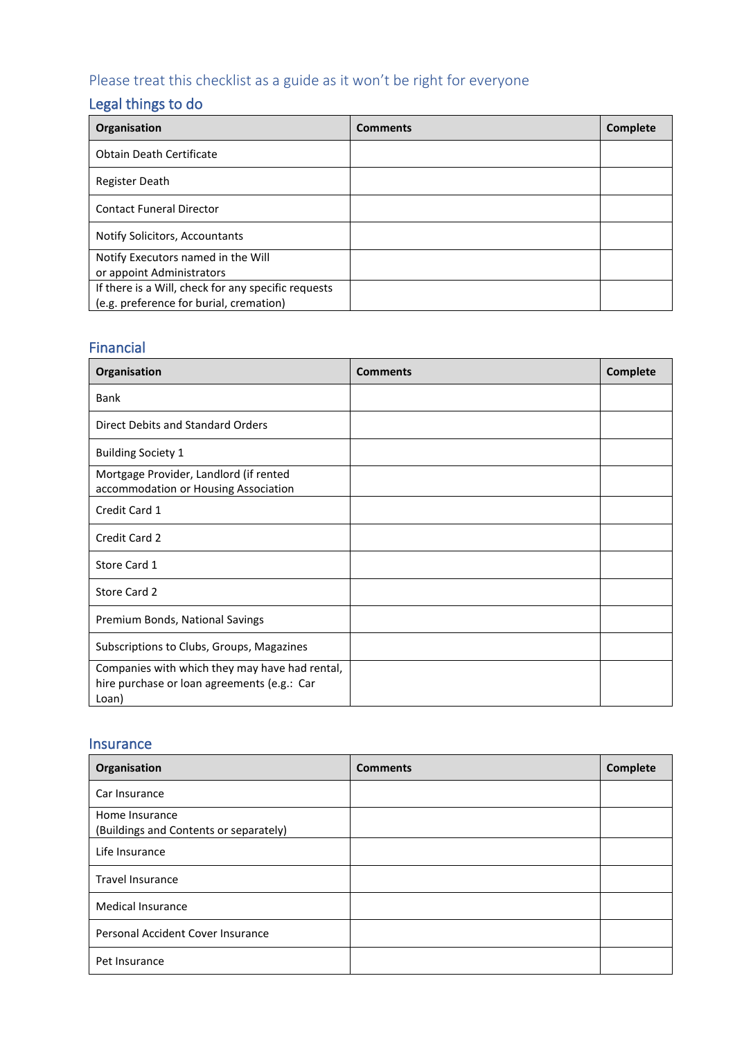Please treat this checklist as a guide as it won't be right for everyone

## Legal things to do

| Organisation | Comments | Complete |
|---|---|---|
| Obtain Death Certificate | | |
| Register Death | | |
| Contact Funeral Director | | |
| Notify Solicitors, Accountants | | |
| Notify Executors named in the Will or appoint Administrators | | |
| If there is a Will, check for any specific requests (e.g. preference for burial, cremation) | | |

## Financial

| Organisation | Comments | Complete |
|---|---|---|
| Bank | | |
| Direct Debits and Standard Orders | | |
| Building Society 1 | | |
| Mortgage Provider, Landlord (if rented accommodation or Housing Association | | |
| Credit Card 1 | | |
| Credit Card 2 | | |
| Store Card 1 | | |
| Store Card 2 | | |
| Premium Bonds, National Savings | | |
| Subscriptions to Clubs, Groups, Magazines | | |
| Companies with which they may have had rental, hire purchase or loan agreements (e.g.: Car Loan) | | |

## Insurance

| Organisation | Comments | Complete |
|---|---|---|
| Car Insurance | | |
| Home Insurance (Buildings and Contents or separately) | | |
| Life Insurance | | |
| Travel Insurance | | |
| Medical Insurance | | |
| Personal Accident Cover Insurance | | |
| Pet Insurance | | |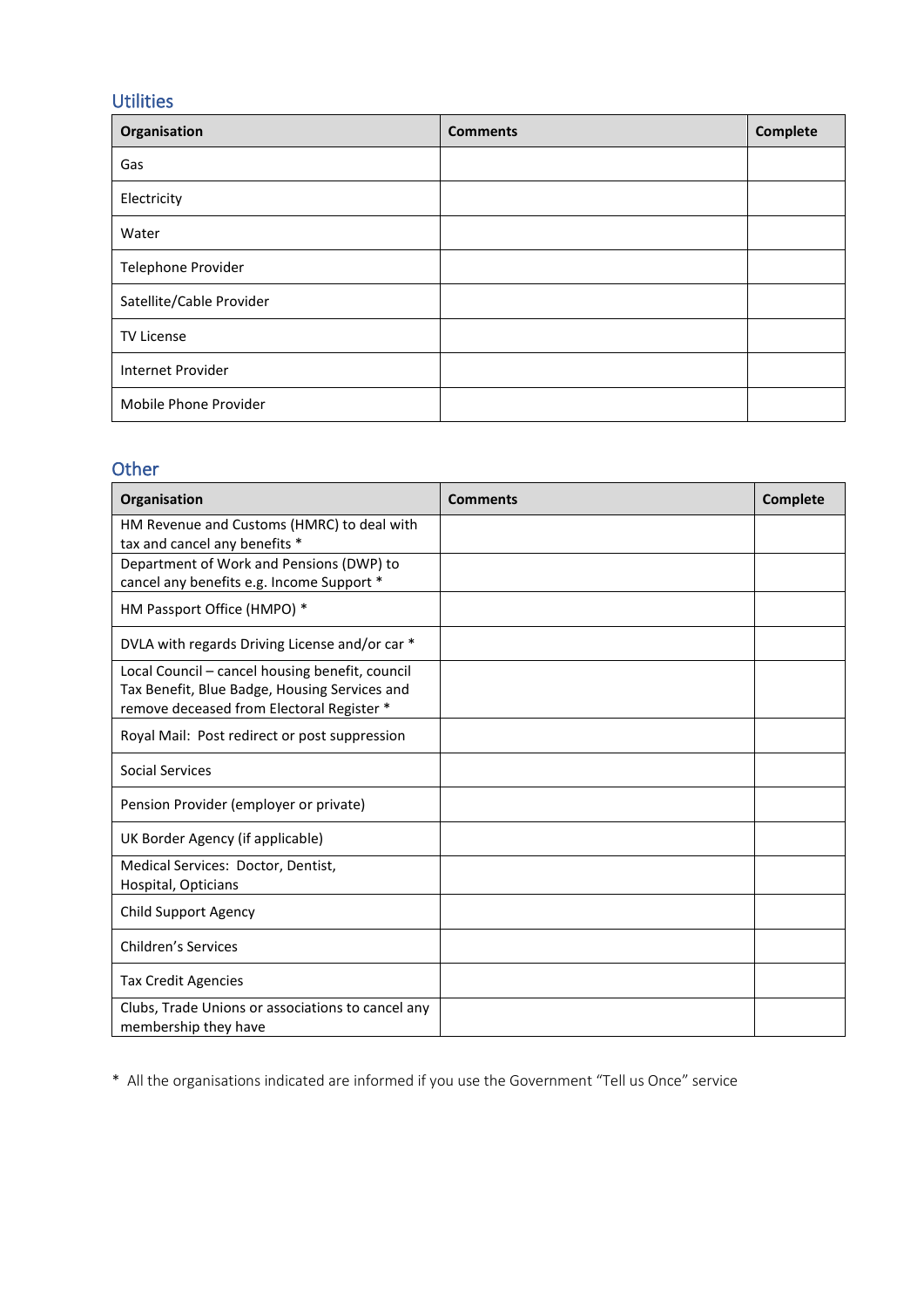## Utilities

| Organisation | Comments | Complete |
|---|---|---|
| Gas | | |
| Electricity | | |
| Water | | |
| Telephone Provider | | |
| Satellite/Cable Provider | | |
| TV License | | |
| Internet Provider | | |
| Mobile Phone Provider | | |

## Other

| Organisation | Comments | Complete |
|---|---|---|
| HM Revenue and Customs (HMRC) to deal with tax and cancel any benefits * | | |
| Department of Work and Pensions (DWP) to cancel any benefits e.g. Income Support * | | |
| HM Passport Office (HMPO) * | | |
| DVLA with regards Driving License and/or car * | | |
| Local Council – cancel housing benefit, council Tax Benefit, Blue Badge, Housing Services and remove deceased from Electoral Register * | | |
| Royal Mail: Post redirect or post suppression | | |
| Social Services | | |
| Pension Provider (employer or private) | | |
| UK Border Agency (if applicable) | | |
| Medical Services: Doctor, Dentist, Hospital, Opticians | | |
| Child Support Agency | | |
| Children's Services | | |
| Tax Credit Agencies | | |
| Clubs, Trade Unions or associations to cancel any membership they have | | |

* All the organisations indicated are informed if you use the Government "Tell us Once" service